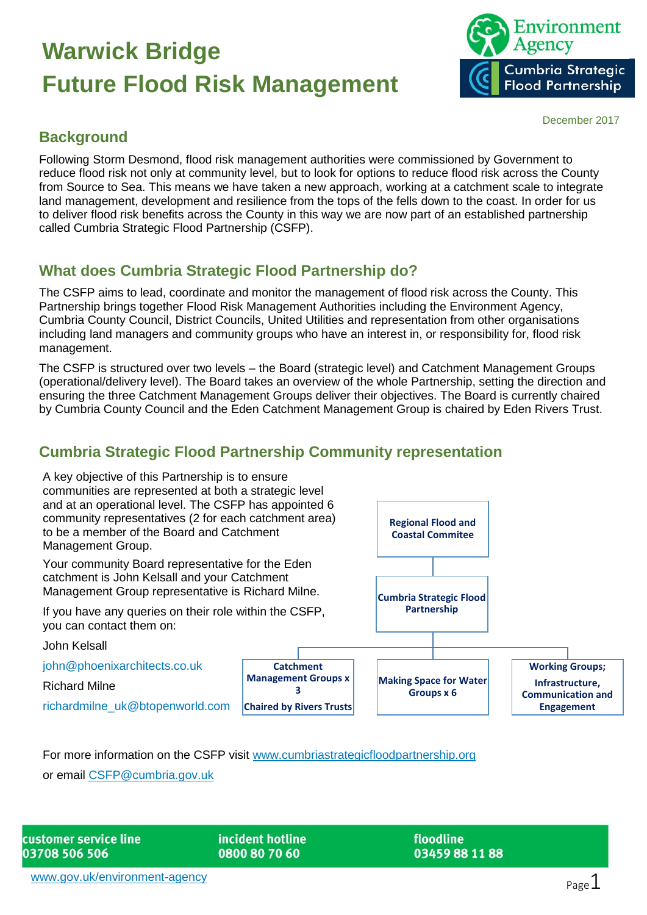# Warwick Bridge

# Future Flood Risk Management

Environment Agency

Cumbria Strategic Flood Partnership

December 2017

## Background

Following Storm Desmond, flood risk management authorities were commissioned by Government to reduce flood risk not only at community level, but to look for options to reduce flood risk across the County from Source to Sea. This means we have taken a new approach, working at a catchment scale to integrate land management, development and resilience from the tops of the fells down to the coast. In order for us to deliver flood risk benefits across the County in this way we are now part of an established partnership called Cumbria Strategic Flood Partnership (CSFP).

## What does Cumbria Strategic Flood Partnership do?

The CSFP aims to lead, coordinate and monitor the management of flood risk across the County. This Partnership brings together Flood Risk Management Authorities including the Environment Agency, Cumbria County Council, District Councils, United Utilities and representation from other organisations including land managers and community groups who have an interest in, or responsibility for, flood risk management.

The CSFP is structured over two levels – the Board (strategic level) and Catchment Management Groups (operational/delivery level). The Board takes an overview of the whole Partnership, setting the direction and ensuring the three Catchment Management Groups deliver their objectives. The Board is currently chaired by Cumbria County Council and the Eden Catchment Management Group is chaired by Eden Rivers Trust.

## Cumbria Strategic Flood Partnership Community representation

A key objective of this Partnership is to ensure communities are represented at both a strategic level and at an operational level. The CSFP has appointed 6 community representatives (2 for each catchment area) to be a member of the Board and Catchment Management Group.

Your community Board representative for the Eden catchment is John Kelsall and your Catchment Management Group representative is Richard Milne.

If you have any queries on their role within the CSFP, you can contact them on:

John Kelsall

john@phoenixarchitects.co.uk

Richard Milne

richardmilne_uk@btopenworld.com

Regional Flood and Coastal Commitee

Cumbria Strategic Flood Partnership

Catchment Management Groups x 3

Chaired by Rivers Trusts

Making Space for Water Groups x 6

Working Groups; Infrastructure, Communication and Engagement

For more information on the CSFP visit www.cumbriastrategicfloodpartnership.org

or email CSFP@cumbria.gov.uk

**customer service line** 03708 506 506
**incident hotline** 0800 80 70 60
**floodline** 03459 88 11 88

www.gov.uk/environment-agency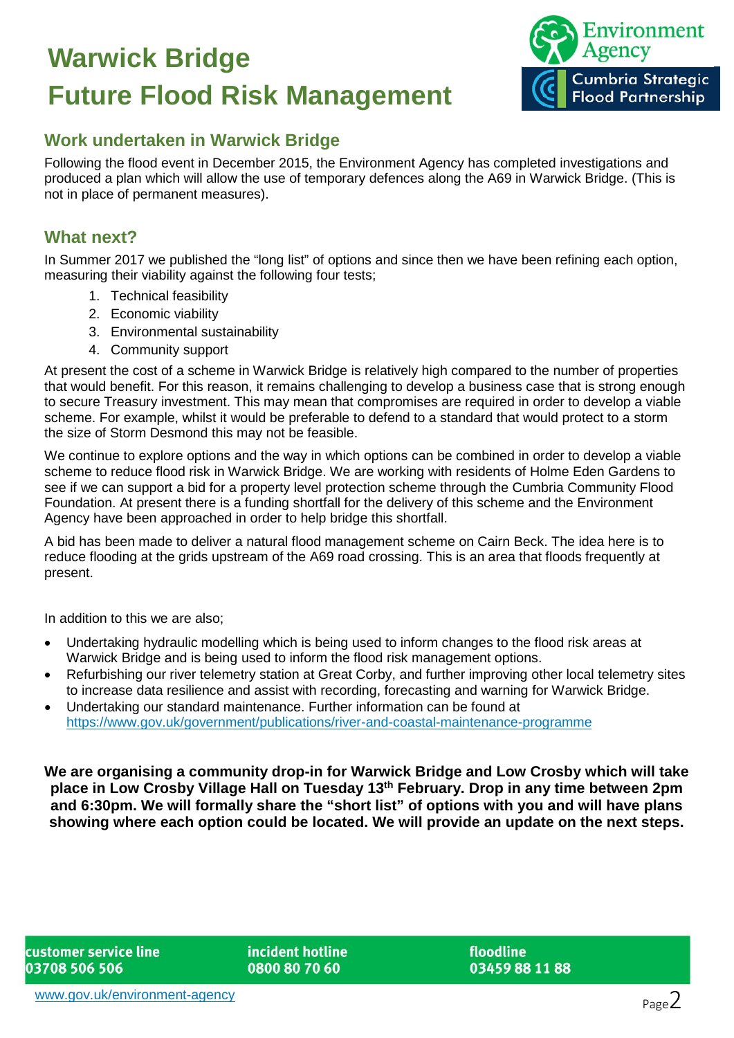# Warwick Bridge
# Future Flood Risk Management

## Work undertaken in Warwick Bridge

Following the flood event in December 2015, the Environment Agency has completed investigations and produced a plan which will allow the use of temporary defences along the A69 in Warwick Bridge. (This is not in place of permanent measures).

## What next?

In Summer 2017 we published the "long list" of options and since then we have been refining each option, measuring their viability against the following four tests;

1. Technical feasibility
2. Economic viability
3. Environmental sustainability
4. Community support

At present the cost of a scheme in Warwick Bridge is relatively high compared to the number of properties that would benefit. For this reason, it remains challenging to develop a business case that is strong enough to secure Treasury investment. This may mean that compromises are required in order to develop a viable scheme. For example, whilst it would be preferable to defend to a standard that would protect to a storm the size of Storm Desmond this may not be feasible.

We continue to explore options and the way in which options can be combined in order to develop a viable scheme to reduce flood risk in Warwick Bridge. We are working with residents of Holme Eden Gardens to see if we can support a bid for a property level protection scheme through the Cumbria Community Flood Foundation. At present there is a funding shortfall for the delivery of this scheme and the Environment Agency have been approached in order to help bridge this shortfall.

A bid has been made to deliver a natural flood management scheme on Cairn Beck. The idea here is to reduce flooding at the grids upstream of the A69 road crossing. This is an area that floods frequently at present.

In addition to this we are also;

- Undertaking hydraulic modelling which is being used to inform changes to the flood risk areas at Warwick Bridge and is being used to inform the flood risk management options.
- Refurbishing our river telemetry station at Great Corby, and further improving other local telemetry sites to increase data resilience and assist with recording, forecasting and warning for Warwick Bridge.
- Undertaking our standard maintenance. Further information can be found at https://www.gov.uk/government/publications/river-and-coastal-maintenance-programme

**We are organising a community drop-in for Warwick Bridge and Low Crosby which will take place in Low Crosby Village Hall on Tuesday 13th February. Drop in any time between 2pm and 6:30pm. We will formally share the "short list" of options with you and will have plans showing where each option could be located. We will provide an update on the next steps.**

customer service line 03708 506 506 | incident hotline 0800 80 70 60 | floodline 03459 88 11 88

www.gov.uk/environment-agency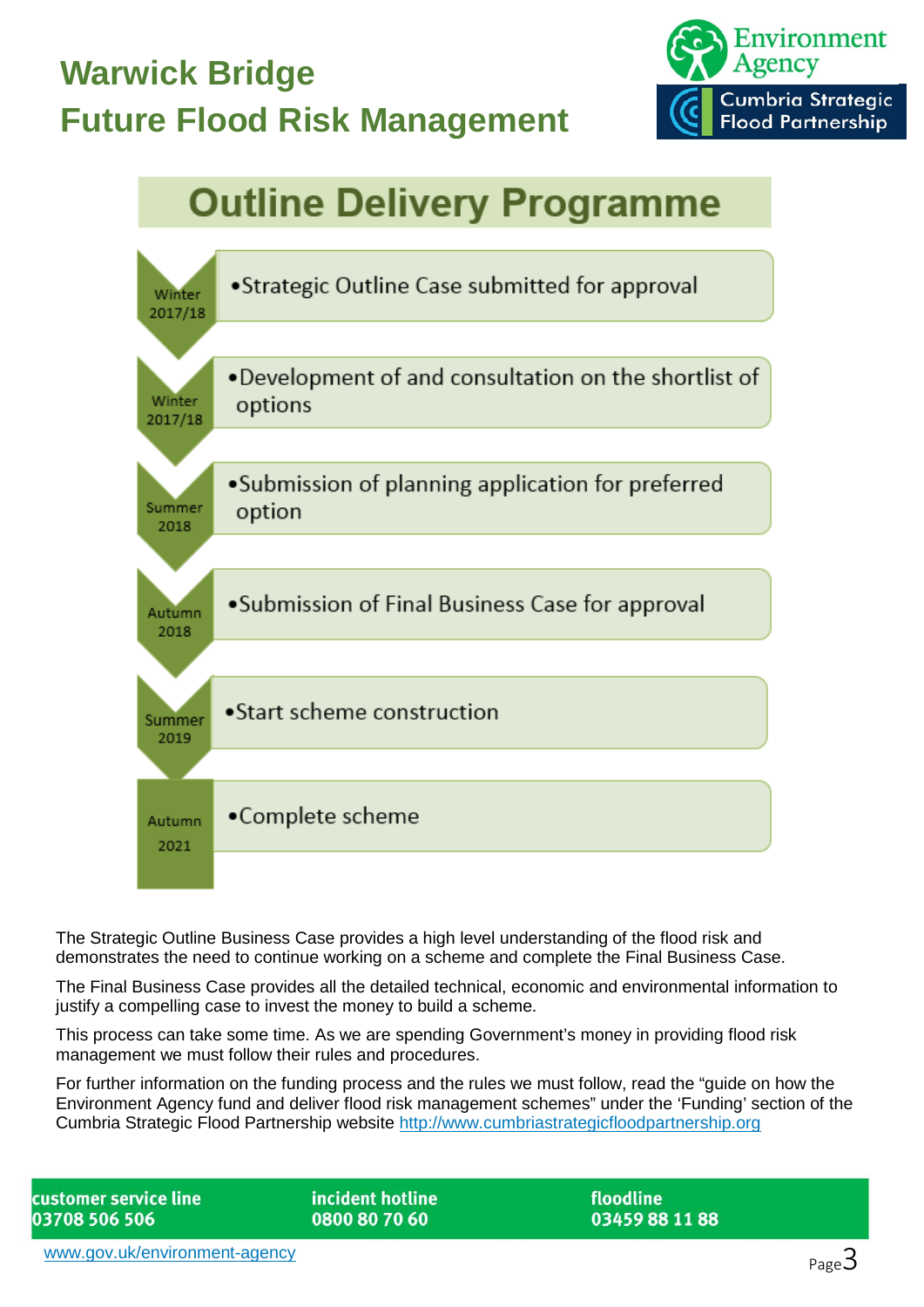# Warwick Bridge
# Future Flood Risk Management

## Outline Delivery Programme

| | |
|---|---|
| Winter 2017/18 | • Strategic Outline Case submitted for approval |
| Winter 2017/18 | • Development of and consultation on the shortlist of options |
| Summer 2018 | • Submission of planning application for preferred option |
| Autumn 2018 | • Submission of Final Business Case for approval |
| Summer 2019 | • Start scheme construction |
| Autumn 2021 | • Complete scheme |

The Strategic Outline Business Case provides a high level understanding of the flood risk and demonstrates the need to continue working on a scheme and complete the Final Business Case.

The Final Business Case provides all the detailed technical, economic and environmental information to justify a compelling case to invest the money to build a scheme.

This process can take some time. As we are spending Government's money in providing flood risk management we must follow their rules and procedures.

For further information on the funding process and the rules we must follow, read the "guide on how the Environment Agency fund and deliver flood risk management schemes" under the 'Funding' section of the Cumbria Strategic Flood Partnership website http://www.cumbriastrategicfloodpartnership.org

**customer service line** 03708 506 506 | **incident hotline** 0800 80 70 60 | **floodline** 03459 88 11 88

www.gov.uk/environment-agency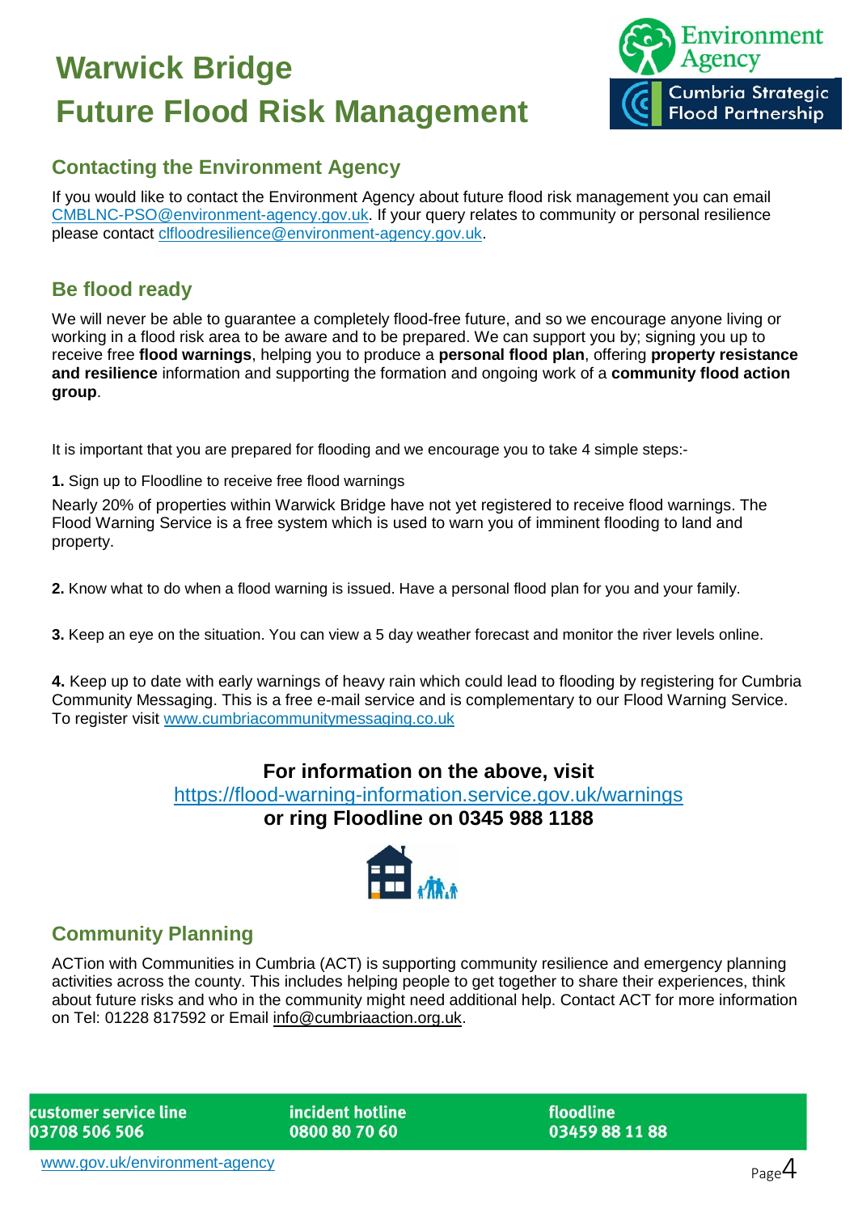# Warwick Bridge Future Flood Risk Management

## Contacting the Environment Agency

If you would like to contact the Environment Agency about future flood risk management you can email CMBLNC-PSO@environment-agency.gov.uk. If your query relates to community or personal resilience please contact clfloodresilience@environment-agency.gov.uk.

## Be flood ready

We will never be able to guarantee a completely flood-free future, and so we encourage anyone living or working in a flood risk area to be aware and to be prepared. We can support you by; signing you up to receive free **flood warnings**, helping you to produce a **personal flood plan**, offering **property resistance and resilience** information and supporting the formation and ongoing work of a **community flood action group**.

It is important that you are prepared for flooding and we encourage you to take 4 simple steps:-

**1.** Sign up to Floodline to receive free flood warnings

Nearly 20% of properties within Warwick Bridge have not yet registered to receive flood warnings. The Flood Warning Service is a free system which is used to warn you of imminent flooding to land and property.

**2.** Know what to do when a flood warning is issued. Have a personal flood plan for you and your family.

**3.** Keep an eye on the situation. You can view a 5 day weather forecast and monitor the river levels online.

**4.** Keep up to date with early warnings of heavy rain which could lead to flooding by registering for Cumbria Community Messaging. This is a free e-mail service and is complementary to our Flood Warning Service. To register visit www.cumbriacommunitymessaging.co.uk

**For information on the above, visit**
https://flood-warning-information.service.gov.uk/warnings
**or ring Floodline on 0345 988 1188**

## Community Planning

ACTion with Communities in Cumbria (ACT) is supporting community resilience and emergency planning activities across the county. This includes helping people to get together to share their experiences, think about future risks and who in the community might need additional help. Contact ACT for more information on Tel: 01228 817592 or Email info@cumbriaaction.org.uk.

**customer service line** 03708 506 506
**incident hotline** 0800 80 70 60
**floodline** 03459 88 11 88

www.gov.uk/environment-agency